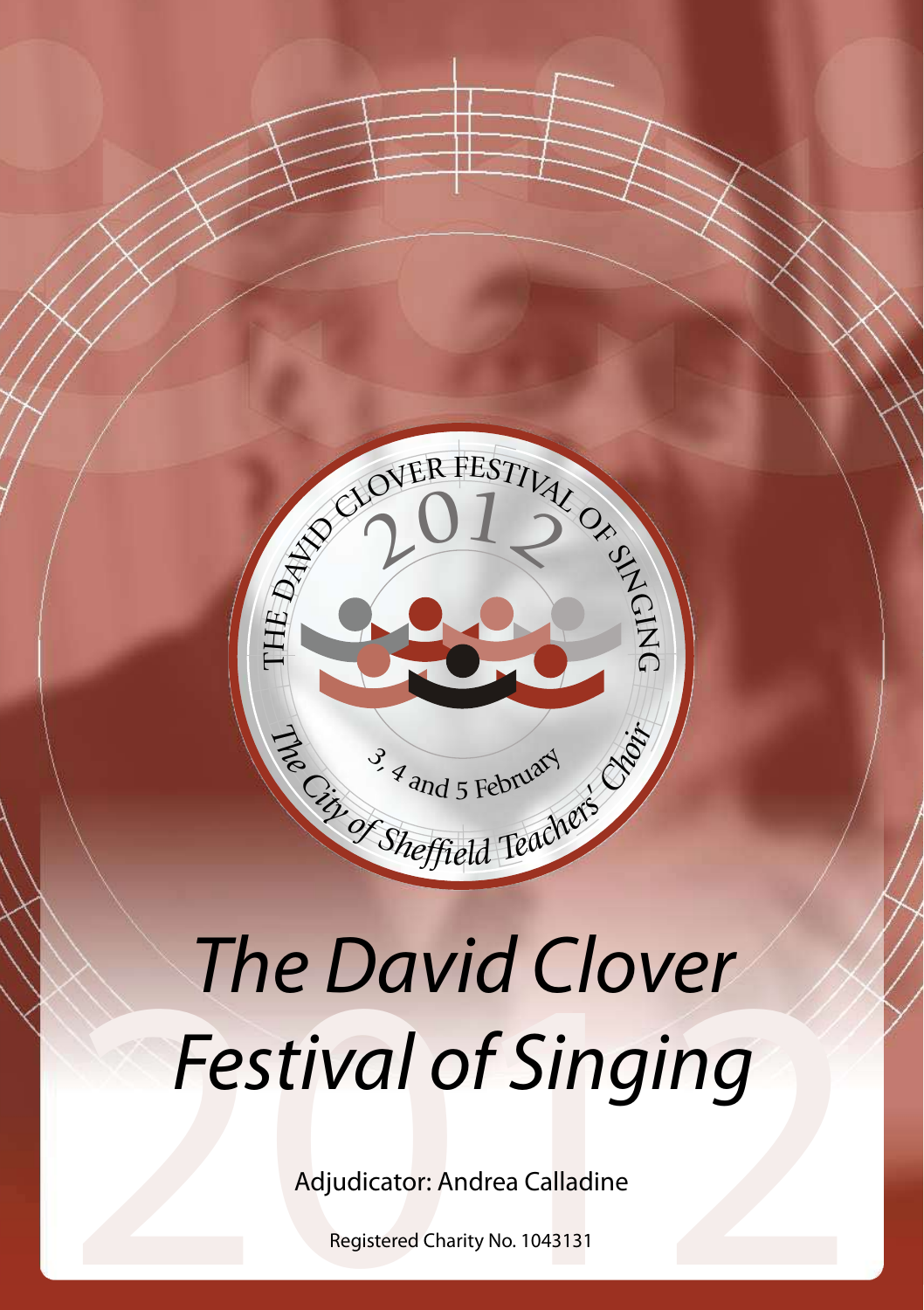THE DAVID CLOVER FESTIVAL OF SINGING

2012

3, 4 and 5 February

The City of Sheffield Teachers' Choir

# *The David Clover Festival of Singing*

Adjudicator: Andrea Calladine

Registered Charity No. 1043131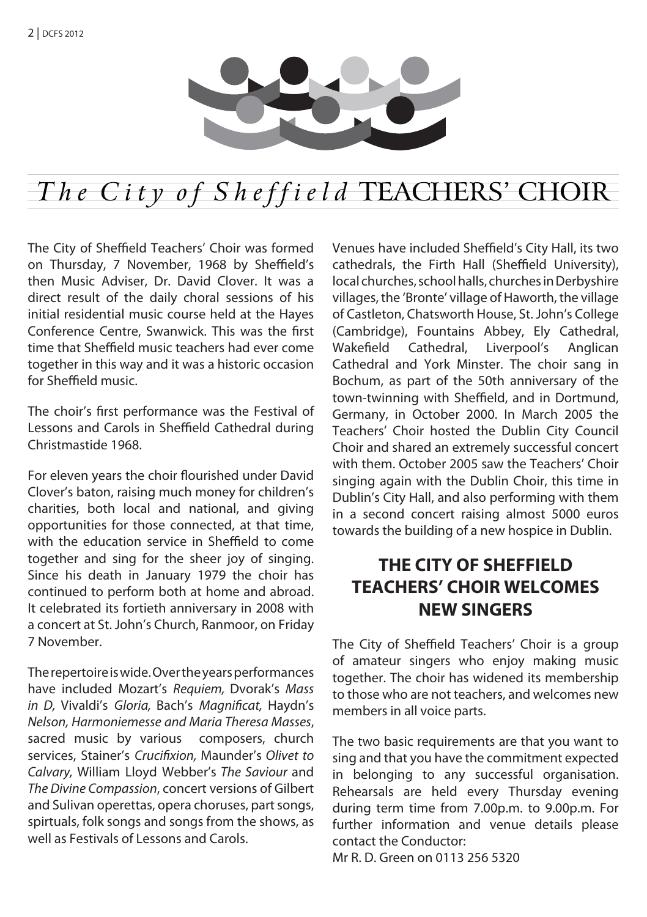# *The City of Sheffield* TEACHERS' CHOIR

The City of Sheffield Teachers' Choir was formed on Thursday, 7 November, 1968 by Sheffield's then Music Adviser, Dr. David Clover. It was a direct result of the daily choral sessions of his initial residential music course held at the Hayes Conference Centre, Swanwick. This was the first time that Sheffield music teachers had ever come together in this way and it was a historic occasion for Sheffield music.

The choir's first performance was the Festival of Lessons and Carols in Sheffield Cathedral during Christmastide 1968.

For eleven years the choir flourished under David Clover's baton, raising much money for children's charities, both local and national, and giving opportunities for those connected, at that time, with the education service in Sheffield to come together and sing for the sheer joy of singing. Since his death in January 1979 the choir has continued to perform both at home and abroad. It celebrated its fortieth anniversary in 2008 with a concert at St. John's Church, Ranmoor, on Friday 7 November.

The repertoire is wide. Over the years performances have included Mozart's *Requiem,* Dvorak's *Mass in D,* Vivaldi's *Gloria,* Bach's *Magnificat,* Haydn's *Nelson, Harmoniemesse and Maria Theresa Masses*, sacred music by various composers, church services, Stainer's *Crucifixion,* Maunder's *Olivet to Calvary,* William Lloyd Webber's *The Saviour* and *The Divine Compassion*, concert versions of Gilbert and Sulivan operettas, opera choruses, part songs, spirituals, folk songs and songs from the shows, as well as Festivals of Lessons and Carols.

Venues have included Sheffield's City Hall, its two cathedrals, the Firth Hall (Sheffield University), local churches, school halls, churches in Derbyshire villages, the 'Bronte' village of Haworth, the village of Castleton, Chatsworth House, St. John's College (Cambridge), Fountains Abbey, Ely Cathedral, Wakefield Cathedral, Liverpool's Anglican Cathedral and York Minster. The choir sang in Bochum, as part of the 50th anniversary of the town-twinning with Sheffield, and in Dortmund, Germany, in October 2000. In March 2005 the Teachers' Choir hosted the Dublin City Council Choir and shared an extremely successful concert with them. October 2005 saw the Teachers' Choir singing again with the Dublin Choir, this time in Dublin's City Hall, and also performing with them in a second concert raising almost 5000 euros towards the building of a new hospice in Dublin.

## THE CITY OF SHEFFIELD TEACHERS' CHOIR WELCOMES NEW SINGERS

The City of Sheffield Teachers' Choir is a group of amateur singers who enjoy making music together. The choir has widened its membership to those who are not teachers, and welcomes new members in all voice parts.

The two basic requirements are that you want to sing and that you have the commitment expected in belonging to any successful organisation. Rehearsals are held every Thursday evening during term time from 7.00p.m. to 9.00p.m. For further information and venue details please contact the Conductor:
Mr R. D. Green on 0113 256 5320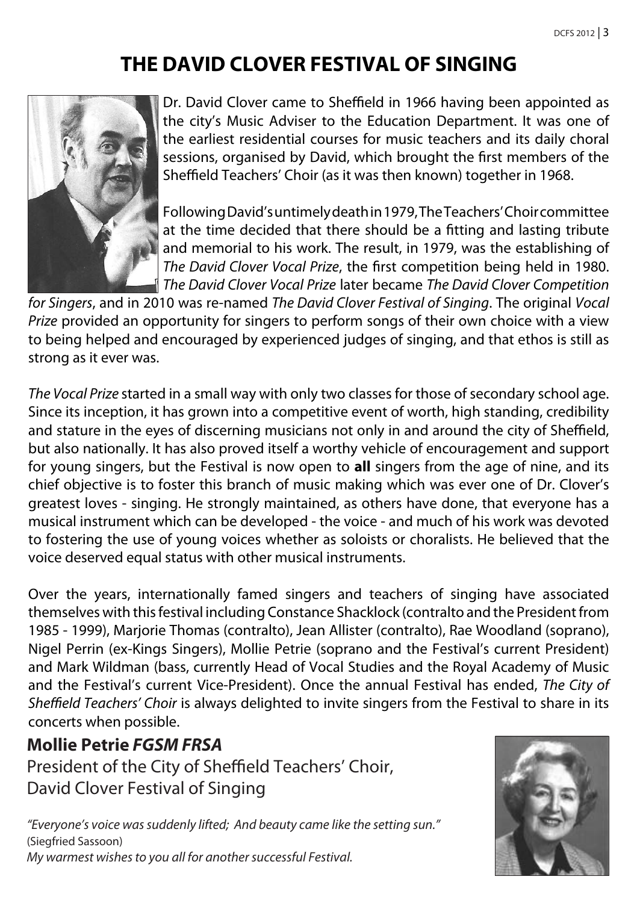# THE DAVID CLOVER FESTIVAL OF SINGING

Dr. David Clover came to Sheffield in 1966 having been appointed as the city's Music Adviser to the Education Department. It was one of the earliest residential courses for music teachers and its daily choral sessions, organised by David, which brought the first members of the Sheffield Teachers' Choir (as it was then known) together in 1968.

Following David's untimely death in 1979, The Teachers' Choir committee at the time decided that there should be a fitting and lasting tribute and memorial to his work. The result, in 1979, was the establishing of *The David Clover Vocal Prize*, the first competition being held in 1980. *The David Clover Vocal Prize* later became *The David Clover Competition for Singers*, and in 2010 was re-named *The David Clover Festival of Singing*. The original *Vocal Prize* provided an opportunity for singers to perform songs of their own choice with a view to being helped and encouraged by experienced judges of singing, and that ethos is still as strong as it ever was.

*The Vocal Prize* started in a small way with only two classes for those of secondary school age. Since its inception, it has grown into a competitive event of worth, high standing, credibility and stature in the eyes of discerning musicians not only in and around the city of Sheffield, but also nationally. It has also proved itself a worthy vehicle of encouragement and support for young singers, but the Festival is now open to **all** singers from the age of nine, and its chief objective is to foster this branch of music making which was ever one of Dr. Clover's greatest loves - singing. He strongly maintained, as others have done, that everyone has a musical instrument which can be developed - the voice - and much of his work was devoted to fostering the use of young voices whether as soloists or choralists. He believed that the voice deserved equal status with other musical instruments.

Over the years, internationally famed singers and teachers of singing have associated themselves with this festival including Constance Shacklock (contralto and the President from 1985 - 1999), Marjorie Thomas (contralto), Jean Allister (contralto), Rae Woodland (soprano), Nigel Perrin (ex-Kings Singers), Mollie Petrie (soprano and the Festival's current President) and Mark Wildman (bass, currently Head of Vocal Studies and the Royal Academy of Music and the Festival's current Vice-President). Once the annual Festival has ended, *The City of Sheffield Teachers' Choir* is always delighted to invite singers from the Festival to share in its concerts when possible.

**Mollie Petrie *FGSM FRSA***
President of the City of Sheffield Teachers' Choir,
David Clover Festival of Singing

*"Everyone's voice was suddenly lifted; And beauty came like the setting sun."*
(Siegfried Sassoon)
*My warmest wishes to you all for another successful Festival.*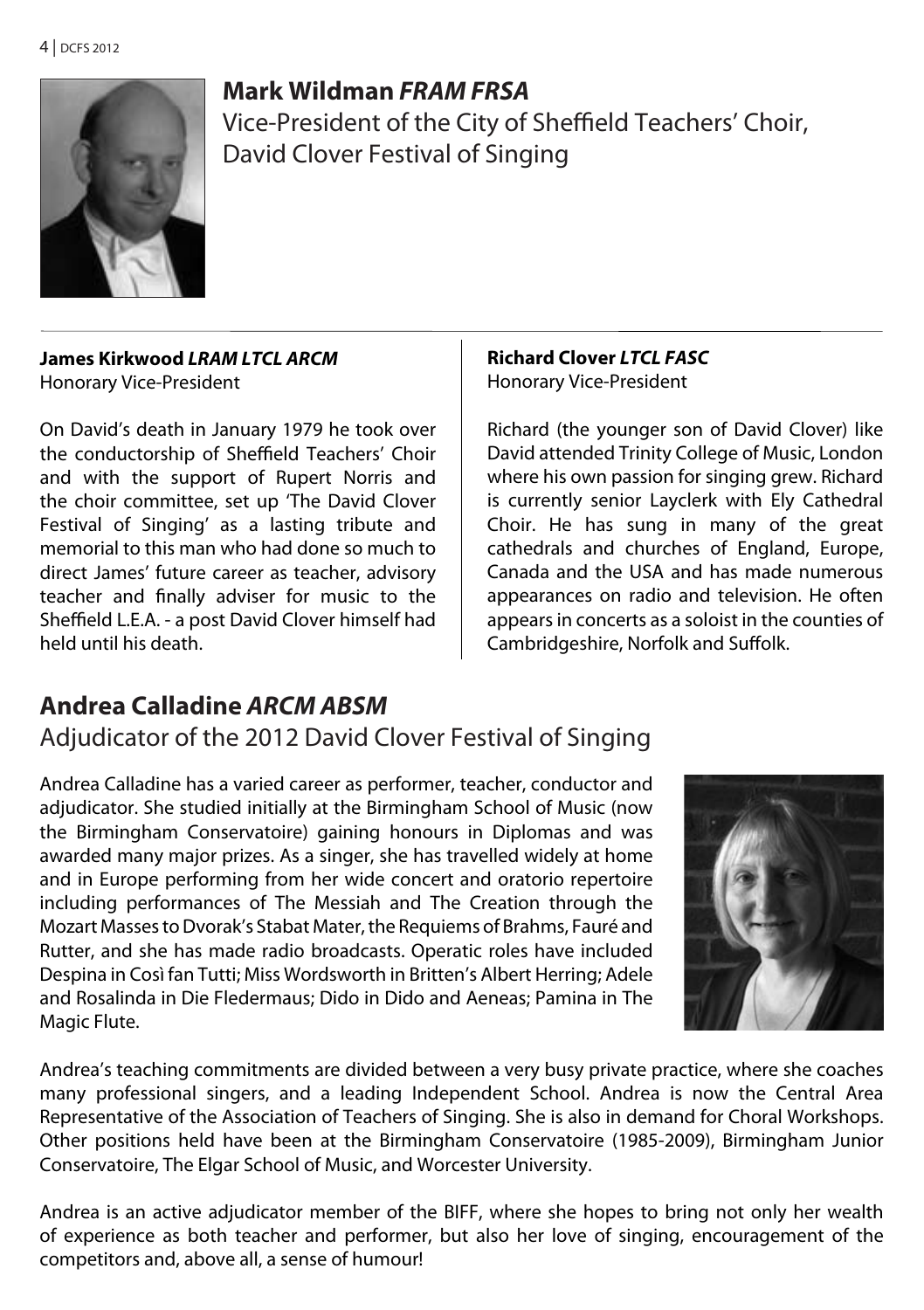## Mark Wildman *FRAM FRSA*

Vice-President of the City of Sheffield Teachers' Choir, David Clover Festival of Singing

**James Kirkwood *LRAM LTCL ARCM***
Honorary Vice-President

On David's death in January 1979 he took over the conductorship of Sheffield Teachers' Choir and with the support of Rupert Norris and the choir committee, set up 'The David Clover Festival of Singing' as a lasting tribute and memorial to this man who had done so much to direct James' future career as teacher, advisory teacher and finally adviser for music to the Sheffield L.E.A. - a post David Clover himself had held until his death.

**Richard Clover *LTCL FASC***
Honorary Vice-President

Richard (the younger son of David Clover) like David attended Trinity College of Music, London where his own passion for singing grew. Richard is currently senior Layclerk with Ely Cathedral Choir. He has sung in many of the great cathedrals and churches of England, Europe, Canada and the USA and has made numerous appearances on radio and television. He often appears in concerts as a soloist in the counties of Cambridgeshire, Norfolk and Suffolk.

## Andrea Calladine *ARCM ABSM*

Adjudicator of the 2012 David Clover Festival of Singing

Andrea Calladine has a varied career as performer, teacher, conductor and adjudicator. She studied initially at the Birmingham School of Music (now the Birmingham Conservatoire) gaining honours in Diplomas and was awarded many major prizes. As a singer, she has travelled widely at home and in Europe performing from her wide concert and oratorio repertoire including performances of The Messiah and The Creation through the Mozart Masses to Dvorak's Stabat Mater, the Requiems of Brahms, Fauré and Rutter, and she has made radio broadcasts. Operatic roles have included Despina in Così fan Tutti; Miss Wordsworth in Britten's Albert Herring; Adele and Rosalinda in Die Fledermaus; Dido in Dido and Aeneas; Pamina in The Magic Flute.

Andrea's teaching commitments are divided between a very busy private practice, where she coaches many professional singers, and a leading Independent School. Andrea is now the Central Area Representative of the Association of Teachers of Singing. She is also in demand for Choral Workshops. Other positions held have been at the Birmingham Conservatoire (1985-2009), Birmingham Junior Conservatoire, The Elgar School of Music, and Worcester University.

Andrea is an active adjudicator member of the BIFF, where she hopes to bring not only her wealth of experience as both teacher and performer, but also her love of singing, encouragement of the competitors and, above all, a sense of humour!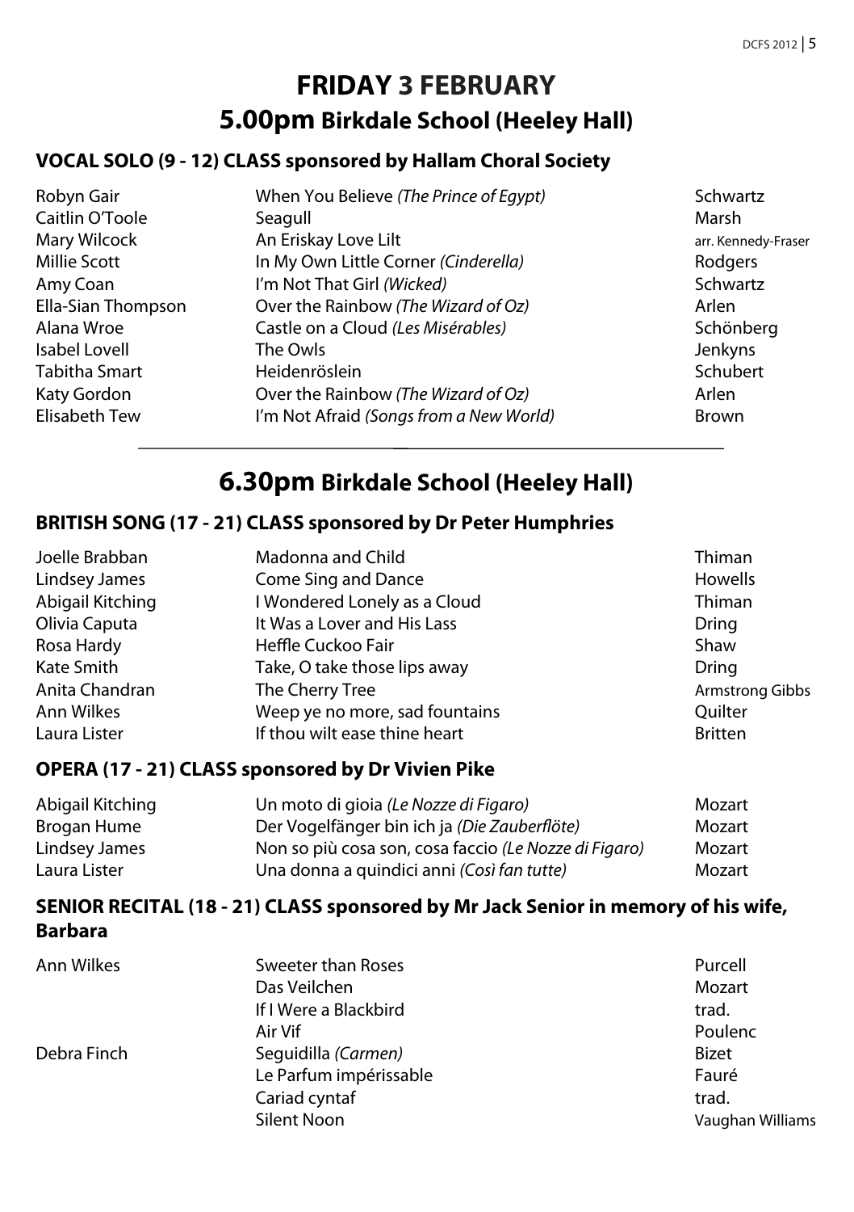# FRIDAY 3 FEBRUARY

## 5.00pm Birkdale School (Heeley Hall)

### VOCAL SOLO (9 - 12) CLASS sponsored by Hallam Choral Society

| | | |
|---|---|---|
| Robyn Gair | When You Believe *(The Prince of Egypt)* | Schwartz |
| Caitlin O'Toole | Seagull | Marsh |
| Mary Wilcock | An Eriskay Love Lilt | arr. Kennedy-Fraser |
| Millie Scott | In My Own Little Corner *(Cinderella)* | Rodgers |
| Amy Coan | I'm Not That Girl *(Wicked)* | Schwartz |
| Ella-Sian Thompson | Over the Rainbow *(The Wizard of Oz)* | Arlen |
| Alana Wroe | Castle on a Cloud *(Les Misérables)* | Schönberg |
| Isabel Lovell | The Owls | Jenkyns |
| Tabitha Smart | Heidenröslein | Schubert |
| Katy Gordon | Over the Rainbow *(The Wizard of Oz)* | Arlen |
| Elisabeth Tew | I'm Not Afraid *(Songs from a New World)* | Brown |

---

## 6.30pm Birkdale School (Heeley Hall)

### BRITISH SONG (17 - 21) CLASS sponsored by Dr Peter Humphries

| | | |
|---|---|---|
| Joelle Brabban | Madonna and Child | Thiman |
| Lindsey James | Come Sing and Dance | Howells |
| Abigail Kitching | I Wondered Lonely as a Cloud | Thiman |
| Olivia Caputa | It Was a Lover and His Lass | Dring |
| Rosa Hardy | Heffle Cuckoo Fair | Shaw |
| Kate Smith | Take, O take those lips away | Dring |
| Anita Chandran | The Cherry Tree | Armstrong Gibbs |
| Ann Wilkes | Weep ye no more, sad fountains | Quilter |
| Laura Lister | If thou wilt ease thine heart | Britten |

### OPERA (17 - 21) CLASS sponsored by Dr Vivien Pike

| | | |
|---|---|---|
| Abigail Kitching | Un moto di gioia *(Le Nozze di Figaro)* | Mozart |
| Brogan Hume | Der Vogelfänger bin ich ja *(Die Zauberflöte)* | Mozart |
| Lindsey James | Non so più cosa son, cosa faccio *(Le Nozze di Figaro)* | Mozart |
| Laura Lister | Una donna a quindici anni *(Così fan tutte)* | Mozart |

### SENIOR RECITAL (18 - 21) CLASS sponsored by Mr Jack Senior in memory of his wife, Barbara

| | | |
|---|---|---|
| Ann Wilkes | Sweeter than Roses | Purcell |
| | Das Veilchen | Mozart |
| | If I Were a Blackbird | trad. |
| | Air Vif | Poulenc |
| Debra Finch | Seguidilla *(Carmen)* | Bizet |
| | Le Parfum impérissable | Fauré |
| | Cariad cyntaf | trad. |
| | Silent Noon | Vaughan Williams |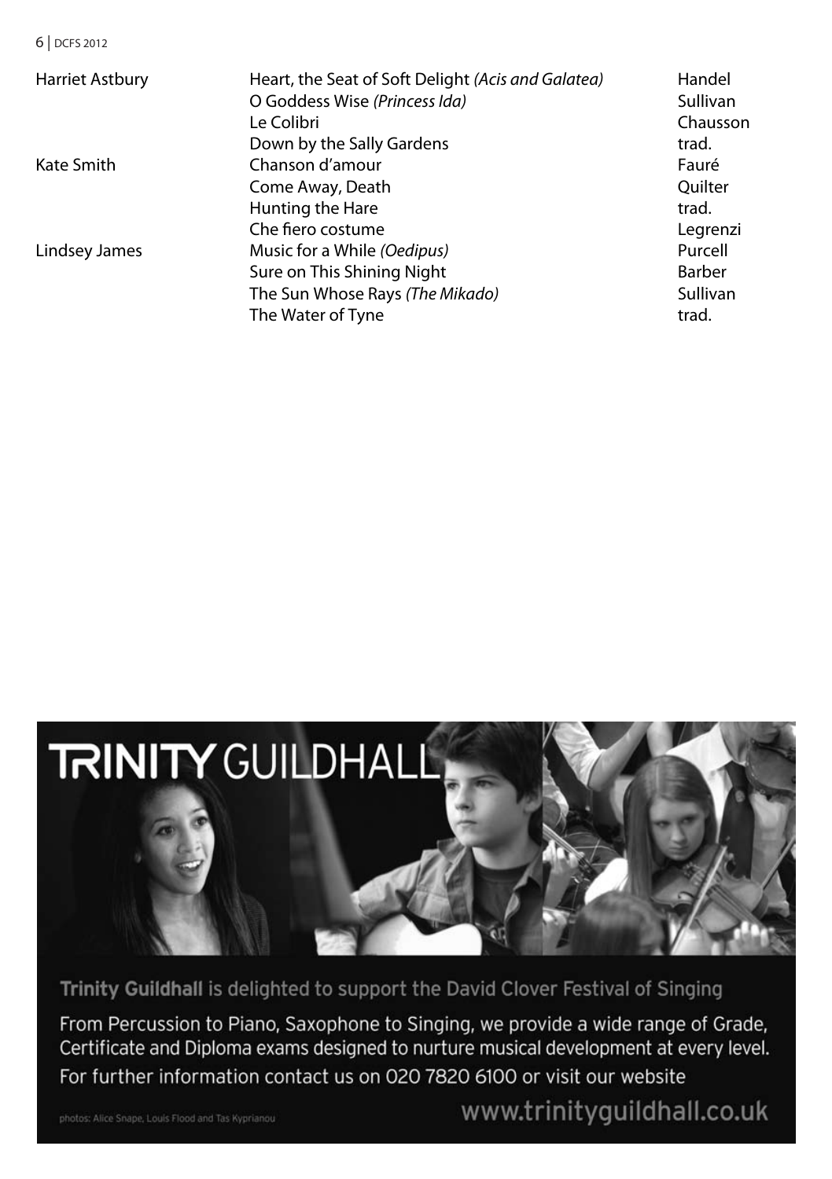| | | |
|---|---|---|
| Harriet Astbury | Heart, the Seat of Soft Delight *(Acis and Galatea)* | Handel |
| | O Goddess Wise *(Princess Ida)* | Sullivan |
| | Le Colibri | Chausson |
| | Down by the Sally Gardens | trad. |
| Kate Smith | Chanson d'amour | Fauré |
| | Come Away, Death | Quilter |
| | Hunting the Hare | trad. |
| | Che fiero costume | Legrenzi |
| Lindsey James | Music for a While *(Oedipus)* | Purcell |
| | Sure on This Shining Night | Barber |
| | The Sun Whose Rays *(The Mikado)* | Sullivan |
| | The Water of Tyne | trad. |

**TRINITY** GUILDHALL

**Trinity Guildhall** is delighted to support the David Clover Festival of Singing

From Percussion to Piano, Saxophone to Singing, we provide a wide range of Grade, Certificate and Diploma exams designed to nurture musical development at every level. For further information contact us on 020 7820 6100 or visit our website

www.trinityguildhall.co.uk

photos: Alice Snape, Louis Flood and Tas Kyprianou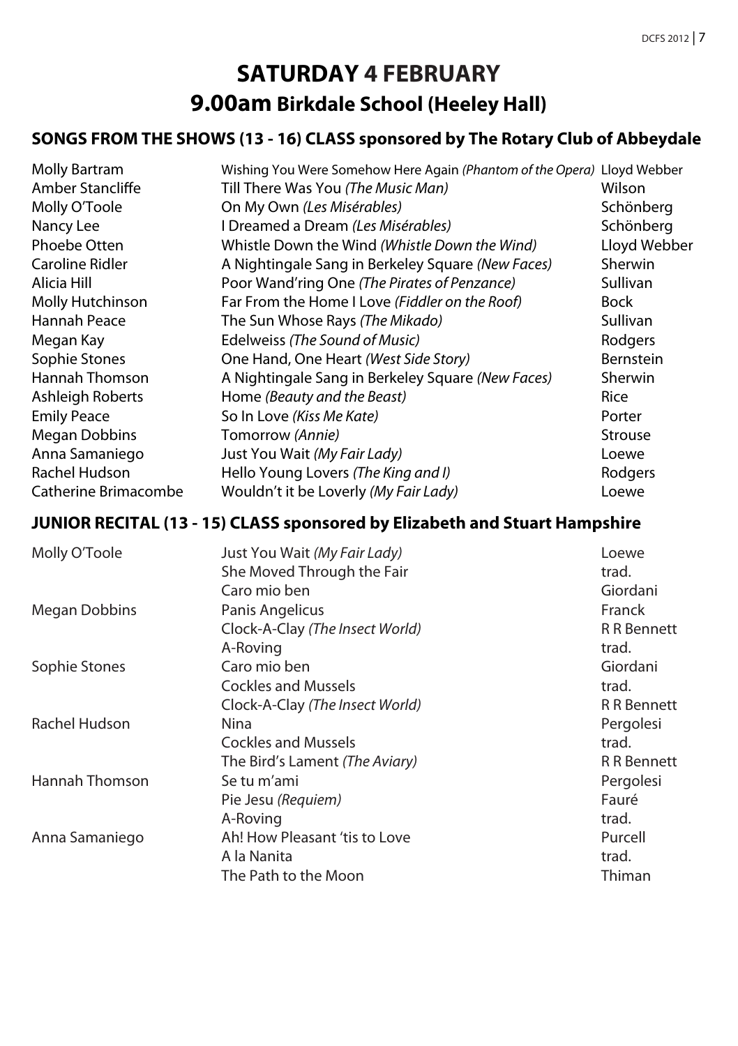# SATURDAY 4 FEBRUARY

## 9.00am Birkdale School (Heeley Hall)

### SONGS FROM THE SHOWS (13 - 16) CLASS sponsored by The Rotary Club of Abbeydale

| | | |
|---|---|---|
| Molly Bartram | Wishing You Were Somehow Here Again *(Phantom of the Opera)* | Lloyd Webber |
| Amber Stancliffe | Till There Was You *(The Music Man)* | Wilson |
| Molly O'Toole | On My Own *(Les Misérables)* | Schönberg |
| Nancy Lee | I Dreamed a Dream *(Les Misérables)* | Schönberg |
| Phoebe Otten | Whistle Down the Wind *(Whistle Down the Wind)* | Lloyd Webber |
| Caroline Ridler | A Nightingale Sang in Berkeley Square *(New Faces)* | Sherwin |
| Alicia Hill | Poor Wand'ring One *(The Pirates of Penzance)* | Sullivan |
| Molly Hutchinson | Far From the Home I Love *(Fiddler on the Roof)* | Bock |
| Hannah Peace | The Sun Whose Rays *(The Mikado)* | Sullivan |
| Megan Kay | Edelweiss *(The Sound of Music)* | Rodgers |
| Sophie Stones | One Hand, One Heart *(West Side Story)* | Bernstein |
| Hannah Thomson | A Nightingale Sang in Berkeley Square *(New Faces)* | Sherwin |
| Ashleigh Roberts | Home *(Beauty and the Beast)* | Rice |
| Emily Peace | So In Love *(Kiss Me Kate)* | Porter |
| Megan Dobbins | Tomorrow *(Annie)* | Strouse |
| Anna Samaniego | Just You Wait *(My Fair Lady)* | Loewe |
| Rachel Hudson | Hello Young Lovers *(The King and I)* | Rodgers |
| Catherine Brimacombe | Wouldn't it be Loverly *(My Fair Lady)* | Loewe |

### JUNIOR RECITAL (13 - 15) CLASS sponsored by Elizabeth and Stuart Hampshire

| | | |
|---|---|---|
| Molly O'Toole | Just You Wait *(My Fair Lady)* | Loewe |
| | She Moved Through the Fair | trad. |
| | Caro mio ben | Giordani |
| Megan Dobbins | Panis Angelicus | Franck |
| | Clock-A-Clay *(The Insect World)* | R R Bennett |
| | A-Roving | trad. |
| Sophie Stones | Caro mio ben | Giordani |
| | Cockles and Mussels | trad. |
| | Clock-A-Clay *(The Insect World)* | R R Bennett |
| Rachel Hudson | Nina | Pergolesi |
| | Cockles and Mussels | trad. |
| | The Bird's Lament *(The Aviary)* | R R Bennett |
| Hannah Thomson | Se tu m'ami | Pergolesi |
| | Pie Jesu *(Requiem)* | Fauré |
| | A-Roving | trad. |
| Anna Samaniego | Ah! How Pleasant 'tis to Love | Purcell |
| | A la Nanita | trad. |
| | The Path to the Moon | Thiman |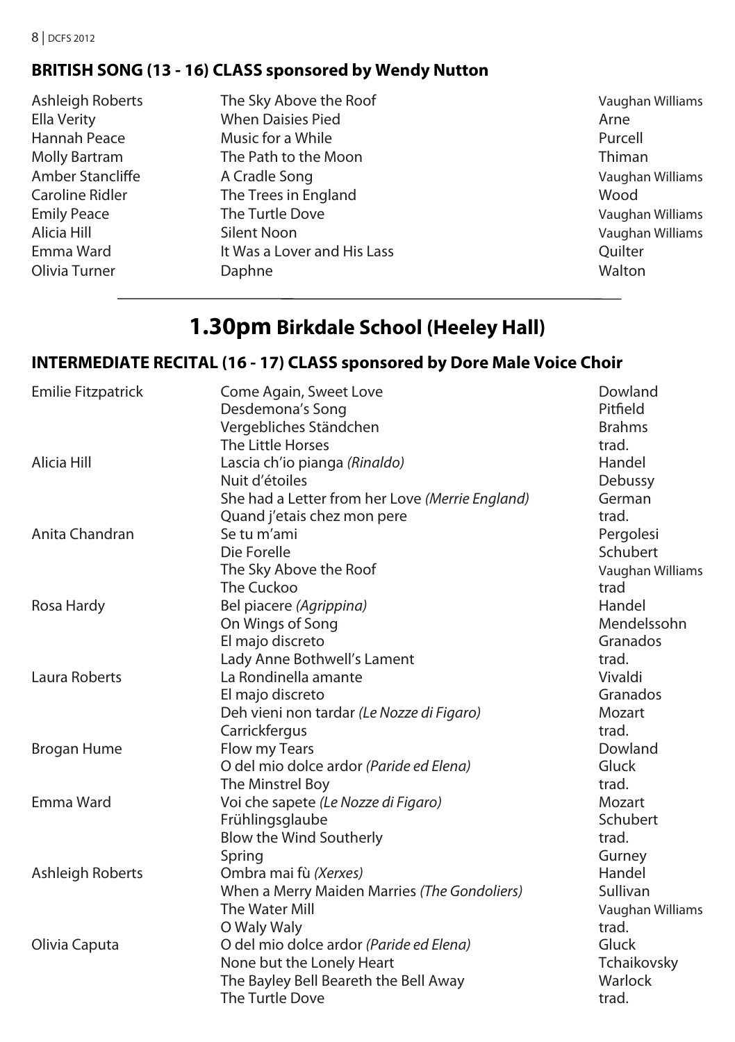## BRITISH SONG (13 - 16) CLASS sponsored by Wendy Nutton

| | | |
|---|---|---|
| Ashleigh Roberts | The Sky Above the Roof | Vaughan Williams |
| Ella Verity | When Daisies Pied | Arne |
| Hannah Peace | Music for a While | Purcell |
| Molly Bartram | The Path to the Moon | Thiman |
| Amber Stancliffe | A Cradle Song | Vaughan Williams |
| Caroline Ridler | The Trees in England | Wood |
| Emily Peace | The Turtle Dove | Vaughan Williams |
| Alicia Hill | Silent Noon | Vaughan Williams |
| Emma Ward | It Was a Lover and His Lass | Quilter |
| Olivia Turner | Daphne | Walton |

# 1.30pm Birkdale School (Heeley Hall)

## INTERMEDIATE RECITAL (16 - 17) CLASS sponsored by Dore Male Voice Choir

| | | |
|---|---|---|
| Emilie Fitzpatrick | Come Again, Sweet Love | Dowland |
| | Desdemona's Song | Pitfield |
| | Vergebliches Ständchen | Brahms |
| | The Little Horses | trad. |
| Alicia Hill | Lascia ch'io pianga *(Rinaldo)* | Handel |
| | Nuit d'étoiles | Debussy |
| | She had a Letter from her Love *(Merrie England)* | German |
| | Quand j'etais chez mon pere | trad. |
| Anita Chandran | Se tu m'ami | Pergolesi |
| | Die Forelle | Schubert |
| | The Sky Above the Roof | Vaughan Williams |
| | The Cuckoo | trad |
| Rosa Hardy | Bel piacere *(Agrippina)* | Handel |
| | On Wings of Song | Mendelssohn |
| | El majo discreto | Granados |
| | Lady Anne Bothwell's Lament | trad. |
| Laura Roberts | La Rondinella amante | Vivaldi |
| | El majo discreto | Granados |
| | Deh vieni non tardar *(Le Nozze di Figaro)* | Mozart |
| | Carrickfergus | trad. |
| Brogan Hume | Flow my Tears | Dowland |
| | O del mio dolce ardor *(Paride ed Elena)* | Gluck |
| | The Minstrel Boy | trad. |
| Emma Ward | Voi che sapete *(Le Nozze di Figaro)* | Mozart |
| | Frühlingsglaube | Schubert |
| | Blow the Wind Southerly | trad. |
| | Spring | Gurney |
| Ashleigh Roberts | Ombra mai fù *(Xerxes)* | Handel |
| | When a Merry Maiden Marries *(The Gondoliers)* | Sullivan |
| | The Water Mill | Vaughan Williams |
| | O Waly Waly | trad. |
| Olivia Caputa | O del mio dolce ardor *(Paride ed Elena)* | Gluck |
| | None but the Lonely Heart | Tchaikovsky |
| | The Bayley Bell Beareth the Bell Away | Warlock |
| | The Turtle Dove | trad. |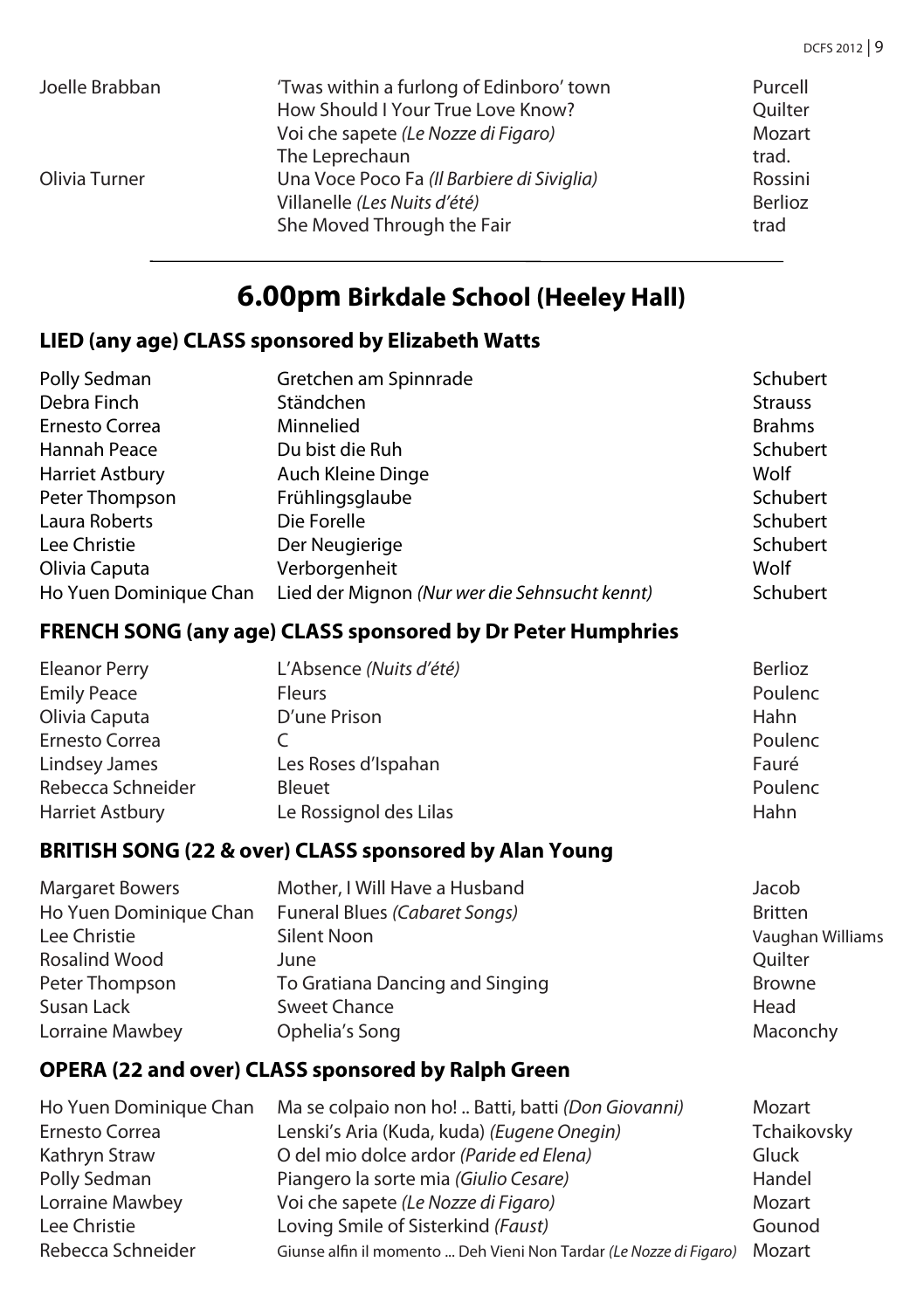| | | |
|---|---|---|
| Joelle Brabban | 'Twas within a furlong of Edinboro' town | Purcell |
| | How Should I Your True Love Know? | Quilter |
| | Voi che sapete *(Le Nozze di Figaro)* | Mozart |
| | The Leprechaun | trad. |
| Olivia Turner | Una Voce Poco Fa *(Il Barbiere di Siviglia)* | Rossini |
| | Villanelle *(Les Nuits d'été)* | Berlioz |
| | She Moved Through the Fair | trad |

---

# 6.00pm Birkdale School (Heeley Hall)

## LIED (any age) CLASS sponsored by Elizabeth Watts

| | | |
|---|---|---|
| Polly Sedman | Gretchen am Spinnrade | Schubert |
| Debra Finch | Ständchen | Strauss |
| Ernesto Correa | Minnelied | Brahms |
| Hannah Peace | Du bist die Ruh | Schubert |
| Harriet Astbury | Auch Kleine Dinge | Wolf |
| Peter Thompson | Frühlingsglaube | Schubert |
| Laura Roberts | Die Forelle | Schubert |
| Lee Christie | Der Neugierige | Schubert |
| Olivia Caputa | Verborgenheit | Wolf |
| Ho Yuen Dominique Chan | Lied der Mignon *(Nur wer die Sehnsucht kennt)* | Schubert |

## FRENCH SONG (any age) CLASS sponsored by Dr Peter Humphries

| | | |
|---|---|---|
| Eleanor Perry | L'Absence *(Nuits d'été)* | Berlioz |
| Emily Peace | Fleurs | Poulenc |
| Olivia Caputa | D'une Prison | Hahn |
| Ernesto Correa | C | Poulenc |
| Lindsey James | Les Roses d'Ispahan | Fauré |
| Rebecca Schneider | Bleuet | Poulenc |
| Harriet Astbury | Le Rossignol des Lilas | Hahn |

## BRITISH SONG (22 & over) CLASS sponsored by Alan Young

| | | |
|---|---|---|
| Margaret Bowers | Mother, I Will Have a Husband | Jacob |
| Ho Yuen Dominique Chan | Funeral Blues *(Cabaret Songs)* | Britten |
| Lee Christie | Silent Noon | Vaughan Williams |
| Rosalind Wood | June | Quilter |
| Peter Thompson | To Gratiana Dancing and Singing | Browne |
| Susan Lack | Sweet Chance | Head |
| Lorraine Mawbey | Ophelia's Song | Maconchy |

## OPERA (22 and over) CLASS sponsored by Ralph Green

| | | |
|---|---|---|
| Ho Yuen Dominique Chan | Ma se colpaio non ho! .. Batti, batti *(Don Giovanni)* | Mozart |
| Ernesto Correa | Lenski's Aria (Kuda, kuda) *(Eugene Onegin)* | Tchaikovsky |
| Kathryn Straw | O del mio dolce ardor *(Paride ed Elena)* | Gluck |
| Polly Sedman | Piangero la sorte mia *(Giulio Cesare)* | Handel |
| Lorraine Mawbey | Voi che sapete *(Le Nozze di Figaro)* | Mozart |
| Lee Christie | Loving Smile of Sisterkind *(Faust)* | Gounod |
| Rebecca Schneider | Giunse alfin il momento ... Deh Vieni Non Tardar *(Le Nozze di Figaro)* | Mozart |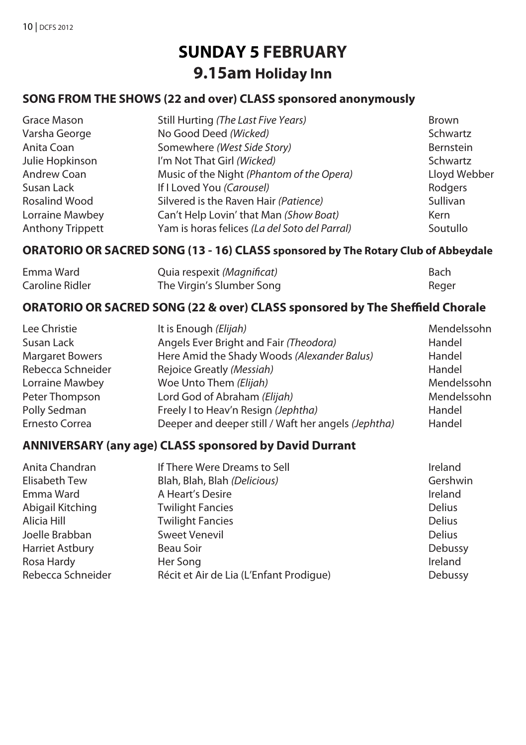# SUNDAY 5 FEBRUARY

## 9.15am Holiday Inn

### SONG FROM THE SHOWS (22 and over) CLASS sponsored anonymously

| | | |
|---|---|---|
| Grace Mason | Still Hurting *(The Last Five Years)* | Brown |
| Varsha George | No Good Deed *(Wicked)* | Schwartz |
| Anita Coan | Somewhere *(West Side Story)* | Bernstein |
| Julie Hopkinson | I'm Not That Girl *(Wicked)* | Schwartz |
| Andrew Coan | Music of the Night *(Phantom of the Opera)* | Lloyd Webber |
| Susan Lack | If I Loved You *(Carousel)* | Rodgers |
| Rosalind Wood | Silvered is the Raven Hair *(Patience)* | Sullivan |
| Lorraine Mawbey | Can't Help Lovin' that Man *(Show Boat)* | Kern |
| Anthony Trippett | Yam is horas felices *(La del Soto del Parral)* | Soutullo |

### ORATORIO OR SACRED SONG (13 - 16) CLASS sponsored by The Rotary Club of Abbeydale

| | | |
|---|---|---|
| Emma Ward | Quia respexit *(Magnificat)* | Bach |
| Caroline Ridler | The Virgin's Slumber Song | Reger |

### ORATORIO OR SACRED SONG (22 & over) CLASS sponsored by The Sheffield Chorale

| | | |
|---|---|---|
| Lee Christie | It is Enough *(Elijah)* | Mendelssohn |
| Susan Lack | Angels Ever Bright and Fair *(Theodora)* | Handel |
| Margaret Bowers | Here Amid the Shady Woods *(Alexander Balus)* | Handel |
| Rebecca Schneider | Rejoice Greatly *(Messiah)* | Handel |
| Lorraine Mawbey | Woe Unto Them *(Elijah)* | Mendelssohn |
| Peter Thompson | Lord God of Abraham *(Elijah)* | Mendelssohn |
| Polly Sedman | Freely I to Heav'n Resign *(Jephtha)* | Handel |
| Ernesto Correa | Deeper and deeper still / Waft her angels *(Jephtha)* | Handel |

### ANNIVERSARY (any age) CLASS sponsored by David Durrant

| | | |
|---|---|---|
| Anita Chandran | If There Were Dreams to Sell | Ireland |
| Elisabeth Tew | Blah, Blah, Blah *(Delicious)* | Gershwin |
| Emma Ward | A Heart's Desire | Ireland |
| Abigail Kitching | Twilight Fancies | Delius |
| Alicia Hill | Twilight Fancies | Delius |
| Joelle Brabban | Sweet Venevil | Delius |
| Harriet Astbury | Beau Soir | Debussy |
| Rosa Hardy | Her Song | Ireland |
| Rebecca Schneider | Récit et Air de Lia (L'Enfant Prodigue) | Debussy |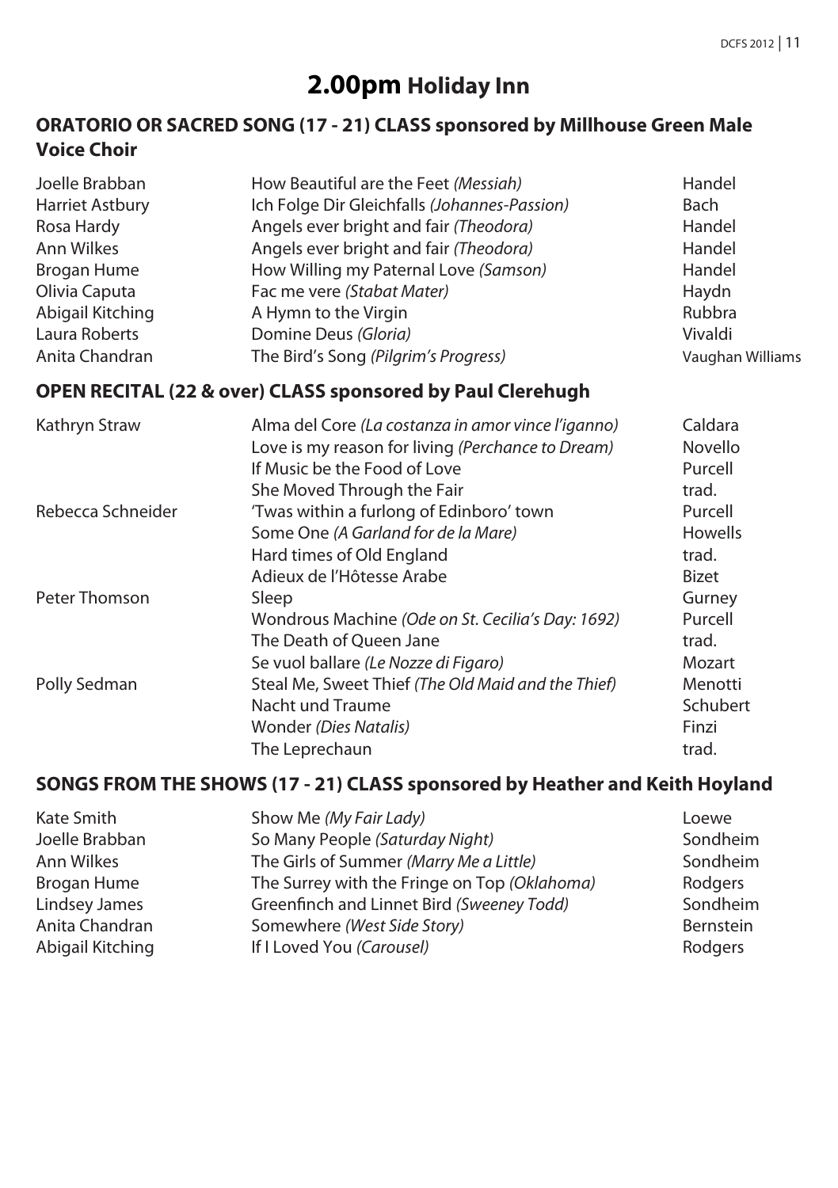# 2.00pm Holiday Inn

## ORATORIO OR SACRED SONG (17 - 21) CLASS sponsored by Millhouse Green Male Voice Choir

| | | |
|---|---|---|
| Joelle Brabban | How Beautiful are the Feet *(Messiah)* | Handel |
| Harriet Astbury | Ich Folge Dir Gleichfalls *(Johannes-Passion)* | Bach |
| Rosa Hardy | Angels ever bright and fair *(Theodora)* | Handel |
| Ann Wilkes | Angels ever bright and fair *(Theodora)* | Handel |
| Brogan Hume | How Willing my Paternal Love *(Samson)* | Handel |
| Olivia Caputa | Fac me vere *(Stabat Mater)* | Haydn |
| Abigail Kitching | A Hymn to the Virgin | Rubbra |
| Laura Roberts | Domine Deus *(Gloria)* | Vivaldi |
| Anita Chandran | The Bird's Song *(Pilgrim's Progress)* | Vaughan Williams |

## OPEN RECITAL (22 & over) CLASS sponsored by Paul Clerehugh

| | | |
|---|---|---|
| Kathryn Straw | Alma del Core *(La costanza in amor vince l'iganno)* | Caldara |
| | Love is my reason for living *(Perchance to Dream)* | Novello |
| | If Music be the Food of Love | Purcell |
| | She Moved Through the Fair | trad. |
| Rebecca Schneider | 'Twas within a furlong of Edinboro' town | Purcell |
| | Some One *(A Garland for de la Mare)* | Howells |
| | Hard times of Old England | trad. |
| | Adieux de l'Hôtesse Arabe | Bizet |
| Peter Thomson | Sleep | Gurney |
| | Wondrous Machine *(Ode on St. Cecilia's Day: 1692)* | Purcell |
| | The Death of Queen Jane | trad. |
| | Se vuol ballare *(Le Nozze di Figaro)* | Mozart |
| Polly Sedman | Steal Me, Sweet Thief *(The Old Maid and the Thief)* | Menotti |
| | Nacht und Traume | Schubert |
| | Wonder *(Dies Natalis)* | Finzi |
| | The Leprechaun | trad. |

## SONGS FROM THE SHOWS (17 - 21) CLASS sponsored by Heather and Keith Hoyland

| | | |
|---|---|---|
| Kate Smith | Show Me *(My Fair Lady)* | Loewe |
| Joelle Brabban | So Many People *(Saturday Night)* | Sondheim |
| Ann Wilkes | The Girls of Summer *(Marry Me a Little)* | Sondheim |
| Brogan Hume | The Surrey with the Fringe on Top *(Oklahoma)* | Rodgers |
| Lindsey James | Greenfinch and Linnet Bird *(Sweeney Todd)* | Sondheim |
| Anita Chandran | Somewhere *(West Side Story)* | Bernstein |
| Abigail Kitching | If I Loved You *(Carousel)* | Rodgers |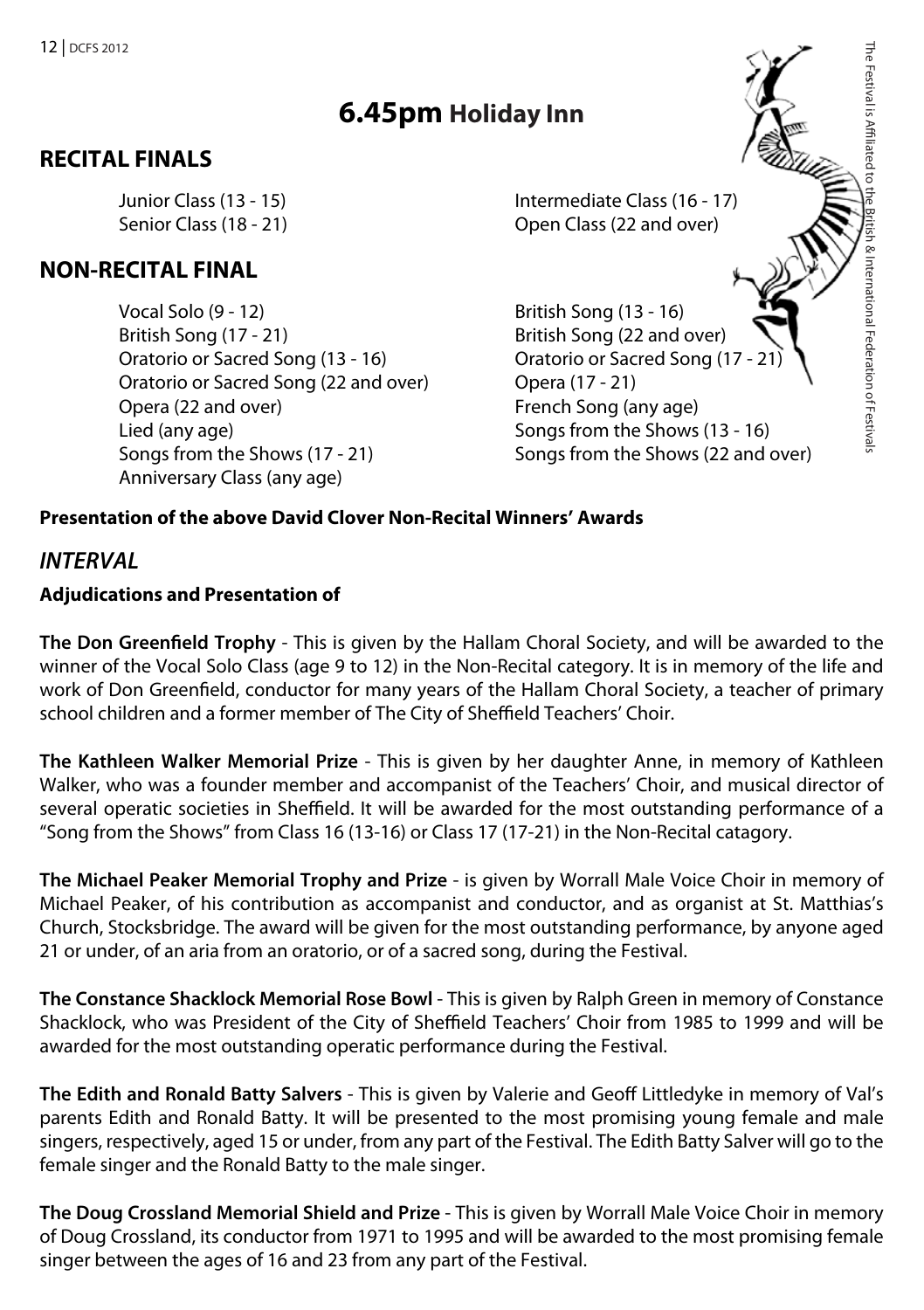# 6.45pm Holiday Inn

## RECITAL FINALS

Junior Class (13 - 15)
Intermediate Class (16 - 17)
Senior Class (18 - 21)
Open Class (22 and over)

## NON-RECITAL FINAL

Vocal Solo (9 - 12)
British Song (13 - 16)
British Song (17 - 21)
British Song (22 and over)
Oratorio or Sacred Song (13 - 16)
Oratorio or Sacred Song (17 - 21)
Oratorio or Sacred Song (22 and over)
Opera (17 - 21)
Opera (22 and over)
French Song (any age)
Lied (any age)
Songs from the Shows (13 - 16)
Songs from the Shows (17 - 21)
Songs from the Shows (22 and over)
Anniversary Class (any age)

**Presentation of the above David Clover Non-Recital Winners' Awards**

## *INTERVAL*

**Adjudications and Presentation of**

**The Don Greenfield Trophy** - This is given by the Hallam Choral Society, and will be awarded to the winner of the Vocal Solo Class (age 9 to 12) in the Non-Recital category. It is in memory of the life and work of Don Greenfield, conductor for many years of the Hallam Choral Society, a teacher of primary school children and a former member of The City of Sheffield Teachers' Choir.

**The Kathleen Walker Memorial Prize** - This is given by her daughter Anne, in memory of Kathleen Walker, who was a founder member and accompanist of the Teachers' Choir, and musical director of several operatic societies in Sheffield. It will be awarded for the most outstanding performance of a "Song from the Shows" from Class 16 (13-16) or Class 17 (17-21) in the Non-Recital catagory.

**The Michael Peaker Memorial Trophy and Prize** - is given by Worrall Male Voice Choir in memory of Michael Peaker, of his contribution as accompanist and conductor, and as organist at St. Matthias's Church, Stocksbridge. The award will be given for the most outstanding performance, by anyone aged 21 or under, of an aria from an oratorio, or of a sacred song, during the Festival.

**The Constance Shacklock Memorial Rose Bowl** - This is given by Ralph Green in memory of Constance Shacklock, who was President of the City of Sheffield Teachers' Choir from 1985 to 1999 and will be awarded for the most outstanding operatic performance during the Festival.

**The Edith and Ronald Batty Salvers** - This is given by Valerie and Geoff Littledyke in memory of Val's parents Edith and Ronald Batty. It will be presented to the most promising young female and male singers, respectively, aged 15 or under, from any part of the Festival. The Edith Batty Salver will go to the female singer and the Ronald Batty to the male singer.

**The Doug Crossland Memorial Shield and Prize** - This is given by Worrall Male Voice Choir in memory of Doug Crossland, its conductor from 1971 to 1995 and will be awarded to the most promising female singer between the ages of 16 and 23 from any part of the Festival.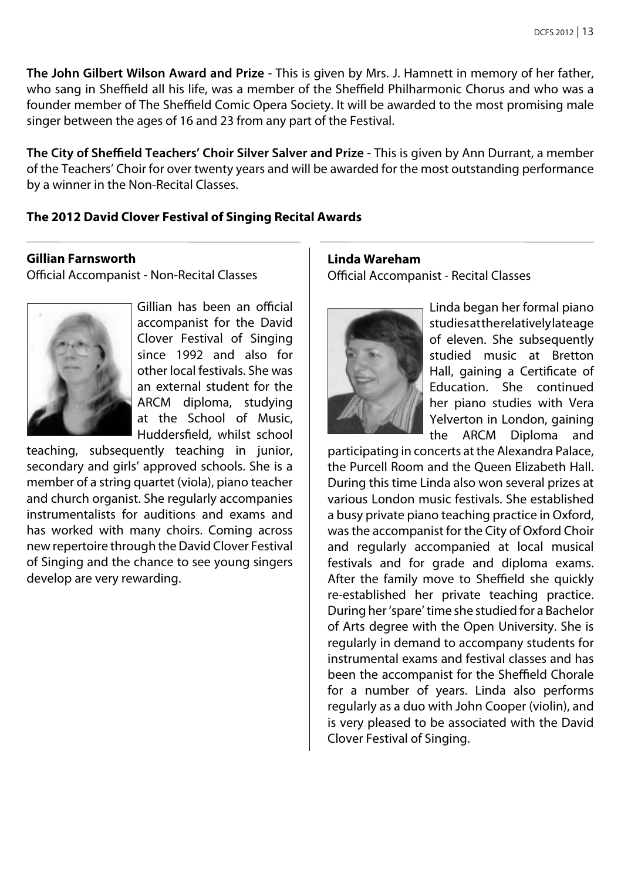**The John Gilbert Wilson Award and Prize** - This is given by Mrs. J. Hamnett in memory of her father, who sang in Sheffield all his life, was a member of the Sheffield Philharmonic Chorus and who was a founder member of The Sheffield Comic Opera Society. It will be awarded to the most promising male singer between the ages of 16 and 23 from any part of the Festival.

**The City of Sheffield Teachers' Choir Silver Salver and Prize** - This is given by Ann Durrant, a member of the Teachers' Choir for over twenty years and will be awarded for the most outstanding performance by a winner in the Non-Recital Classes.

**The 2012 David Clover Festival of Singing Recital Awards**

**Gillian Farnsworth**

Official Accompanist - Non-Recital Classes

Gillian has been an official accompanist for the David Clover Festival of Singing since 1992 and also for other local festivals. She was an external student for the ARCM diploma, studying at the School of Music, Huddersfield, whilst school teaching, subsequently teaching in junior, secondary and girls' approved schools. She is a member of a string quartet (viola), piano teacher and church organist. She regularly accompanies instrumentalists for auditions and exams and has worked with many choirs. Coming across new repertoire through the David Clover Festival of Singing and the chance to see young singers develop are very rewarding.

**Linda Wareham**

Official Accompanist - Recital Classes

Linda began her formal piano studies at the relatively late age of eleven. She subsequently studied music at Bretton Hall, gaining a Certificate of Education. She continued her piano studies with Vera Yelverton in London, gaining the ARCM Diploma and participating in concerts at the Alexandra Palace, the Purcell Room and the Queen Elizabeth Hall. During this time Linda also won several prizes at various London music festivals. She established a busy private piano teaching practice in Oxford, was the accompanist for the City of Oxford Choir and regularly accompanied at local musical festivals and for grade and diploma exams. After the family move to Sheffield she quickly re-established her private teaching practice. During her 'spare' time she studied for a Bachelor of Arts degree with the Open University. She is regularly in demand to accompany students for instrumental exams and festival classes and has been the accompanist for the Sheffield Chorale for a number of years. Linda also performs regularly as a duo with John Cooper (violin), and is very pleased to be associated with the David Clover Festival of Singing.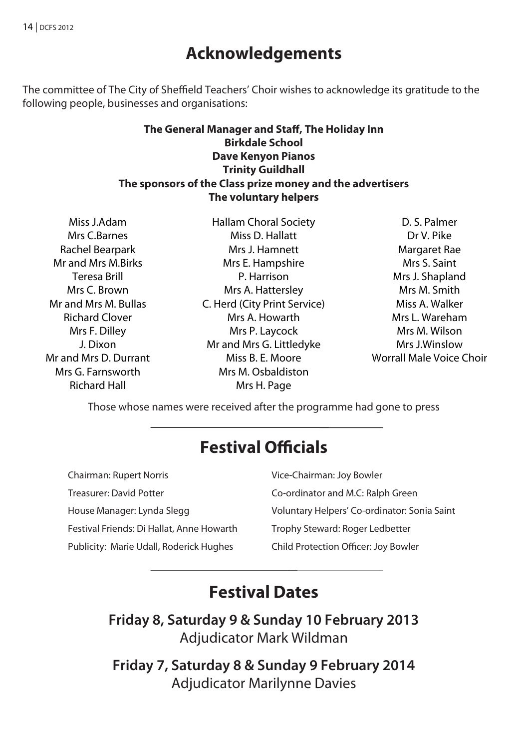## Acknowledgements

The committee of The City of Sheffield Teachers' Choir wishes to acknowledge its gratitude to the following people, businesses and organisations:

**The General Manager and Staff, The Holiday Inn**
**Birkdale School**
**Dave Kenyon Pianos**
**Trinity Guildhall**
**The sponsors of the Class prize money and the advertisers**
**The voluntary helpers**

Miss J.Adam
Mrs C.Barnes
Rachel Bearpark
Mr and Mrs M.Birks
Teresa Brill
Mrs C. Brown
Mr and Mrs M. Bullas
Richard Clover
Mrs F. Dilley
J. Dixon
Mr and Mrs D. Durrant
Mrs G. Farnsworth
Richard Hall
Hallam Choral Society
Miss D. Hallatt
Mrs J. Hamnett
Mrs E. Hampshire
P. Harrison
Mrs A. Hattersley
C. Herd (City Print Service)
Mrs A. Howarth
Mrs P. Laycock
Mr and Mrs G. Littledyke
Miss B. E. Moore
Mrs M. Osbaldiston
Mrs H. Page
D. S. Palmer
Dr V. Pike
Margaret Rae
Mrs S. Saint
Mrs J. Shapland
Mrs M. Smith
Miss A. Walker
Mrs L. Wareham
Mrs M. Wilson
Mrs J.Winslow
Worrall Male Voice Choir

Those whose names were received after the programme had gone to press

## Festival Officials

Chairman: Rupert Norris
Vice-Chairman: Joy Bowler
Treasurer: David Potter
Co-ordinator and M.C: Ralph Green
House Manager: Lynda Slegg
Voluntary Helpers' Co-ordinator: Sonia Saint
Festival Friends: Di Hallat, Anne Howarth
Trophy Steward: Roger Ledbetter
Publicity: Marie Udall, Roderick Hughes
Child Protection Officer: Joy Bowler

## Festival Dates

**Friday 8, Saturday 9 & Sunday 10 February 2013**
Adjudicator Mark Wildman

**Friday 7, Saturday 8 & Sunday 9 February 2014**
Adjudicator Marilynne Davies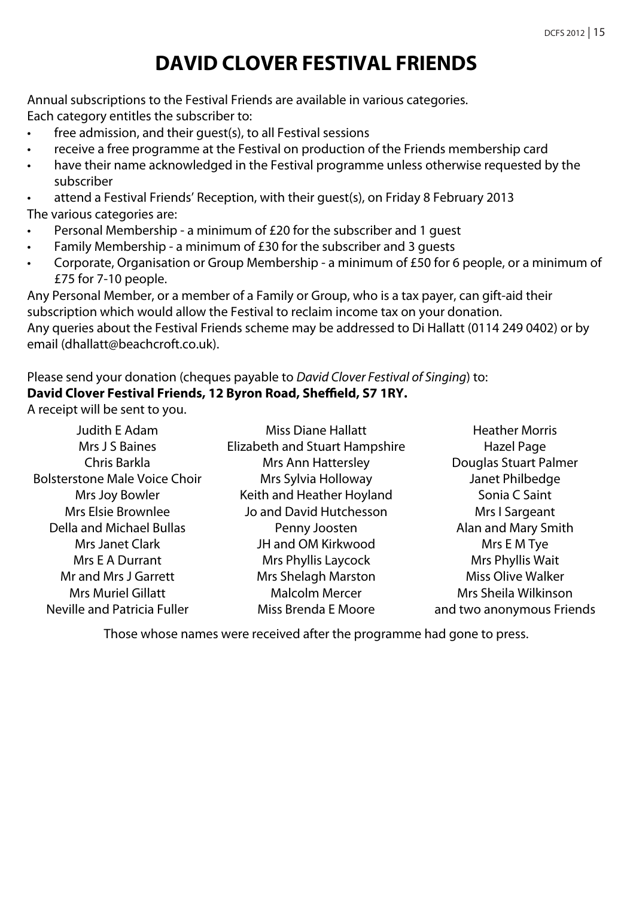# DAVID CLOVER FESTIVAL FRIENDS

Annual subscriptions to the Festival Friends are available in various categories.
Each category entitles the subscriber to:

- free admission, and their guest(s), to all Festival sessions
- receive a free programme at the Festival on production of the Friends membership card
- have their name acknowledged in the Festival programme unless otherwise requested by the subscriber
- attend a Festival Friends' Reception, with their guest(s), on Friday 8 February 2013

The various categories are:

- Personal Membership - a minimum of £20 for the subscriber and 1 guest
- Family Membership - a minimum of £30 for the subscriber and 3 guests
- Corporate, Organisation or Group Membership - a minimum of £50 for 6 people, or a minimum of £75 for 7-10 people.

Any Personal Member, or a member of a Family or Group, who is a tax payer, can gift-aid their subscription which would allow the Festival to reclaim income tax on your donation.
Any queries about the Festival Friends scheme may be addressed to Di Hallatt (0114 249 0402) or by email (dhallatt@beachcroft.co.uk).

Please send your donation (cheques payable to *David Clover Festival of Singing*) to:
**David Clover Festival Friends, 12 Byron Road, Sheffield, S7 1RY.**
A receipt will be sent to you.

Judith E Adam
Mrs J S Baines
Chris Barkla
Bolsterstone Male Voice Choir
Mrs Joy Bowler
Mrs Elsie Brownlee
Della and Michael Bullas
Mrs Janet Clark
Mrs E A Durrant
Mr and Mrs J Garrett
Mrs Muriel Gillatt
Neville and Patricia Fuller
Miss Diane Hallatt
Elizabeth and Stuart Hampshire
Mrs Ann Hattersley
Mrs Sylvia Holloway
Keith and Heather Hoyland
Jo and David Hutchesson
Penny Joosten
JH and OM Kirkwood
Mrs Phyllis Laycock
Mrs Shelagh Marston
Malcolm Mercer
Miss Brenda E Moore
Heather Morris
Hazel Page
Douglas Stuart Palmer
Janet Philbedge
Sonia C Saint
Mrs I Sargeant
Alan and Mary Smith
Mrs E M Tye
Mrs Phyllis Wait
Miss Olive Walker
Mrs Sheila Wilkinson
and two anonymous Friends

Those whose names were received after the programme had gone to press.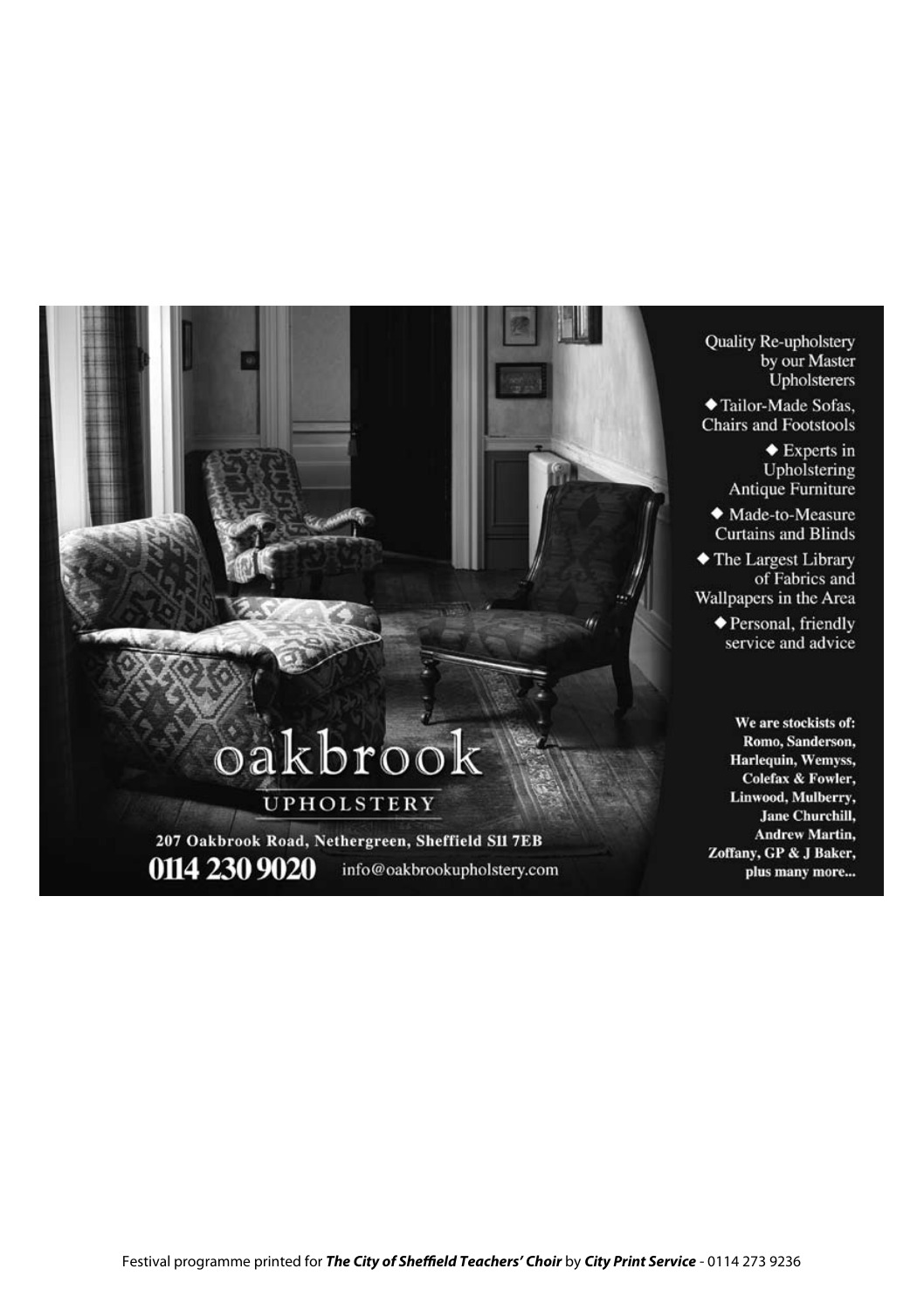Quality Re-upholstery by our Master Upholsterers

- Tailor-Made Sofas, Chairs and Footstools
- Experts in Upholstering Antique Furniture
- Made-to-Measure Curtains and Blinds
- The Largest Library of Fabrics and Wallpapers in the Area
- Personal, friendly service and advice

**We are stockists of: Romo, Sanderson, Harlequin, Wemyss, Colefax & Fowler, Linwood, Mulberry, Jane Churchill, Andrew Martin, Zoffany, GP & J Baker, plus many more...**

# oakbrook

UPHOLSTERY

**207 Oakbrook Road, Nethergreen, Sheffield S11 7EB**

**0114 230 9020** info@oakbrookupholstery.com

Festival programme printed for ***The City of Sheffield Teachers' Choir*** by ***City Print Service*** - 0114 273 9236